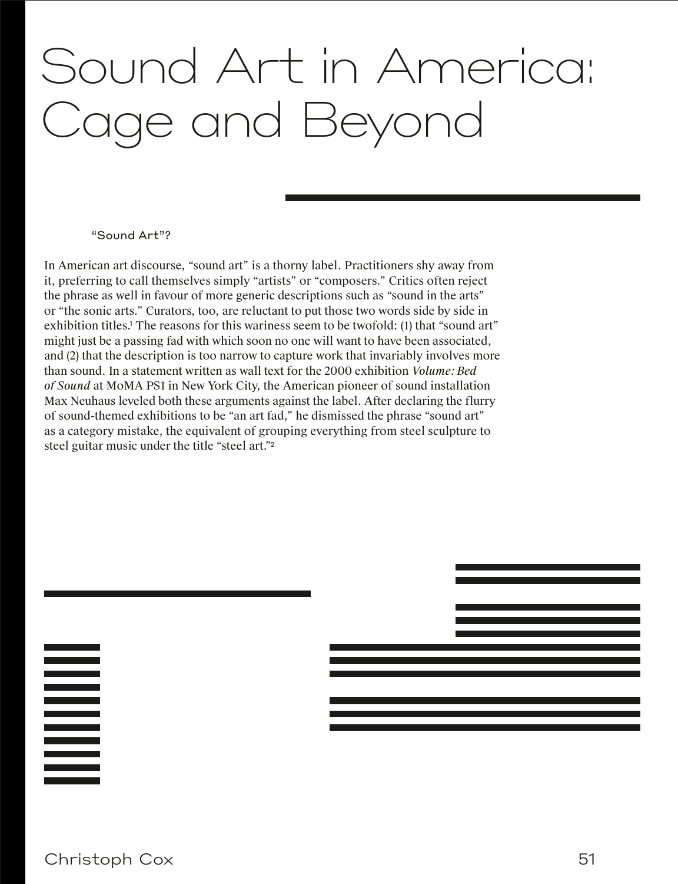# Sound Art in America: Cage and Beyond

## "Sound Art"?

In American art discourse, "sound art" is a thorny label. Practitioners shy away from it, preferring to call themselves simply "artists" or "composers." Critics often reject the phrase as well in favour of more generic descriptions such as "sound in the arts" or "the sonic arts." Curators, too, are reluctant to put those two words side by side in exhibition titles.[1] The reasons for this wariness seem to be twofold: (1) that "sound art" might just be a passing fad with which soon no one will want to have been associated, and (2) that the description is too narrow to capture work that invariably involves more than sound. In a statement written as wall text for the 2000 exhibition ***Volume: Bed of Sound*** at MoMA PS1 in New York City, the American pioneer of sound installation Max Neuhaus leveled both these arguments against the label. After declaring the flurry of sound-themed exhibitions to be "an art fad," he dismissed the phrase "sound art" as a category mistake, the equivalent of grouping everything from steel sculpture to steel guitar music under the title "steel art."[2]

Christoph Cox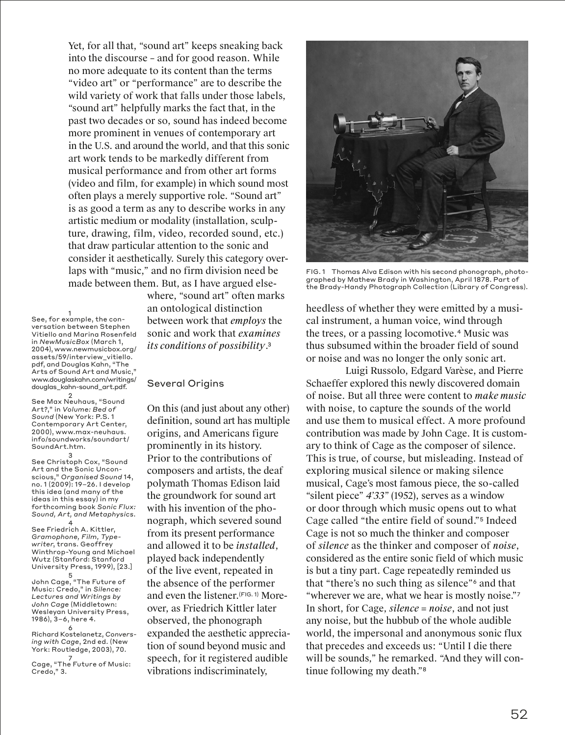Yet, for all that, "sound art" keeps sneaking back into the discourse – and for good reason. While no more adequate to its content than the terms "video art" or "performance" are to describe the wild variety of work that falls under those labels, "sound art" helpfully marks the fact that, in the past two decades or so, sound has indeed become more prominent in venues of contemporary art in the U.S. and around the world, and that this sonic art work tends to be markedly different from musical performance and from other art forms (video and film, for example) in which sound most often plays a merely supportive role. "Sound art" is as good a term as any to describe works in any artistic medium or modality (installation, sculpture, drawing, film, video, recorded sound, etc.) that draw particular attention to the sonic and consider it aesthetically. Surely this category overlaps with "music," and no firm division need be made between them. But, as I have argued elsewhere, "sound art" often marks an ontological distinction between work that *employs* the sonic and work that *examines its conditions of possibility*.[3]

## Several Origins

On this (and just about any other) definition, sound art has multiple origins, and Americans figure prominently in its history. Prior to the contributions of composers and artists, the deaf polymath Thomas Edison laid the groundwork for sound art with his invention of the phonograph, which severed sound from its present performance and allowed it to be *installed*, played back independently of the live event, repeated in the absence of the performer and even the listener.(FIG. 1) Moreover, as Friedrich Kittler later observed, the phonograph expanded the aesthetic appreciation of sound beyond music and speech, for it registered audible vibrations indiscriminately, heedless of whether they were emitted by a musical instrument, a human voice, wind through the trees, or a passing locomotive.[4] Music was thus subsumed within the broader field of sound or noise and was no longer the only sonic art.

FIG. 1 Thomas Alva Edison with his second phonograph, photographed by Mathew Brady in Washington, April 1878. Part of the Brady-Handy Photograph Collection (Library of Congress).

Luigi Russolo, Edgard Varèse, and Pierre Schaeffer explored this newly discovered domain of noise. But all three were content to *make music* with noise, to capture the sounds of the world and use them to musical effect. A more profound contribution was made by John Cage. It is customary to think of Cage as the composer of silence. This is true, of course, but misleading. Instead of exploring musical silence or making silence musical, Cage's most famous piece, the so-called "silent piece" *4'33"* (1952), serves as a window or door through which music opens out to what Cage called "the entire field of sound."[5] Indeed Cage is not so much the thinker and composer of *silence* as the thinker and composer of *noise*, considered as the entire sonic field of which music is but a tiny part. Cage repeatedly reminded us that "there's no such thing as silence"[6] and that "wherever we are, what we hear is mostly noise."[7] In short, for Cage, *silence = noise*, and not just any noise, but the hubbub of the whole audible world, the impersonal and anonymous sonic flux that precedes and exceeds us: "Until I die there will be sounds," he remarked. "And they will continue following my death."[8]

---

1 See, for example, the conversation between Stephen Vitiello and Marina Rosenfeld in *NewMusicBox* (March 1, 2004), www.newmusicbox.org/assets/59/interview_vitiello.pdf, and Douglas Kahn, "The Arts of Sound Art and Music," www.douglaskahn.com/writings/douglas_kahn-sound_art.pdf.

2 See Max Neuhaus, "Sound Art?," in *Volume: Bed of Sound* (New York: P.S. 1 Contemporary Art Center, 2000), www.max-neuhaus.info/soundworks/soundart/SoundArt.htm.

3 See Christoph Cox, "Sound Art and the Sonic Unconscious," *Organised Sound* 14, no. 1 (2009): 19–26. I develop this idea (and many of the ideas in this essay) in my forthcoming book *Sonic Flux: Sound, Art, and Metaphysics*.

4 See Friedrich A. Kittler, *Gramophone, Film, Typewriter*, trans. Geoffrey Winthrop-Young and Michael Wutz (Stanford: Stanford University Press, 1999), [23.]

5 John Cage, "The Future of Music: Credo," in *Silence: Lectures and Writings by John Cage* (Middletown: Wesleyan University Press, 1986), 3–6, here 4.

6 Richard Kostelanetz, *Conversing with Cage*, 2nd ed. (New York: Routledge, 2003), 70.

7 Cage, "The Future of Music: Credo," 3.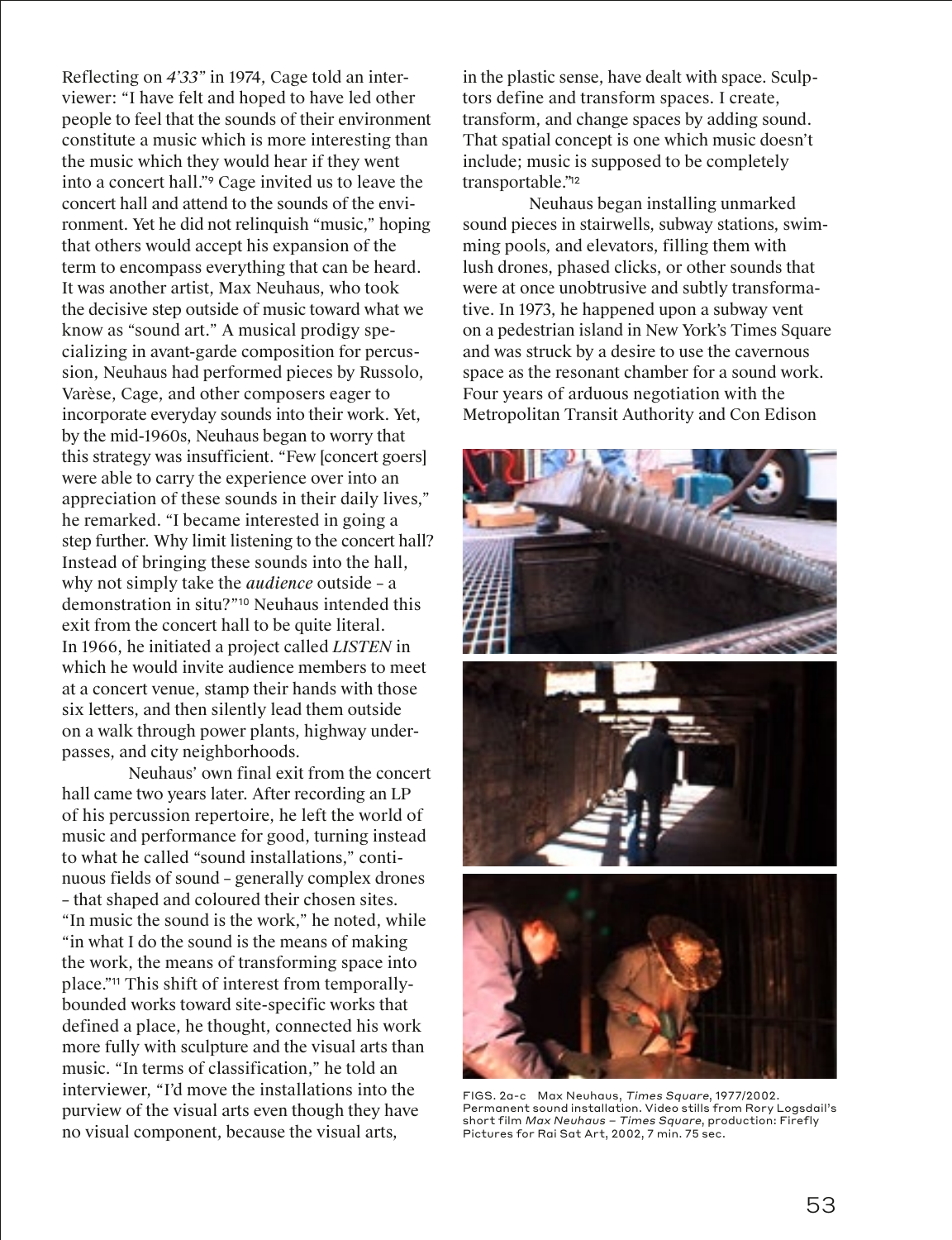Reflecting on *4'33"* in 1974, Cage told an interviewer: "I have felt and hoped to have led other people to feel that the sounds of their environment constitute a music which is more interesting than the music which they would hear if they went into a concert hall."[9] Cage invited us to leave the concert hall and attend to the sounds of the environment. Yet he did not relinquish "music," hoping that others would accept his expansion of the term to encompass everything that can be heard. It was another artist, Max Neuhaus, who took the decisive step outside of music toward what we know as "sound art." A musical prodigy specializing in avant-garde composition for percussion, Neuhaus had performed pieces by Russolo, Varèse, Cage, and other composers eager to incorporate everyday sounds into their work. Yet, by the mid-1960s, Neuhaus began to worry that this strategy was insufficient. "Few [concert goers] were able to carry the experience over into an appreciation of these sounds in their daily lives," he remarked. "I became interested in going a step further. Why limit listening to the concert hall? Instead of bringing these sounds into the hall, why not simply take the *audience* outside – a demonstration in situ?"[10] Neuhaus intended this exit from the concert hall to be quite literal. In 1966, he initiated a project called *LISTEN* in which he would invite audience members to meet at a concert venue, stamp their hands with those six letters, and then silently lead them outside on a walk through power plants, highway underpasses, and city neighborhoods.

Neuhaus' own final exit from the concert hall came two years later. After recording an LP of his percussion repertoire, he left the world of music and performance for good, turning instead to what he called "sound installations," continuous fields of sound – generally complex drones – that shaped and coloured their chosen sites. "In music the sound is the work," he noted, while "in what I do the sound is the means of making the work, the means of transforming space into place."[11] This shift of interest from temporally-bounded works toward site-specific works that defined a place, he thought, connected his work more fully with sculpture and the visual arts than music. "In terms of classification," he told an interviewer, "I'd move the installations into the purview of the visual arts even though they have no visual component, because the visual arts, in the plastic sense, have dealt with space. Sculptors define and transform spaces. I create, transform, and change spaces by adding sound. That spatial concept is one which music doesn't include; music is supposed to be completely transportable."[12]

Neuhaus began installing unmarked sound pieces in stairwells, subway stations, swimming pools, and elevators, filling them with lush drones, phased clicks, or other sounds that were at once unobtrusive and subtly transformative. In 1973, he happened upon a subway vent on a pedestrian island in New York's Times Square and was struck by a desire to use the cavernous space as the resonant chamber for a sound work. Four years of arduous negotiation with the Metropolitan Transit Authority and Con Edison

FIGS. 2a–c Max Neuhaus, *Times Square*, 1977/2002. Permanent sound installation. Video stills from Rory Logsdail's short film *Max Neuhaus – Times Square*, production: Firefly Pictures for Rai Sat Art, 2002, 7 min. 75 sec.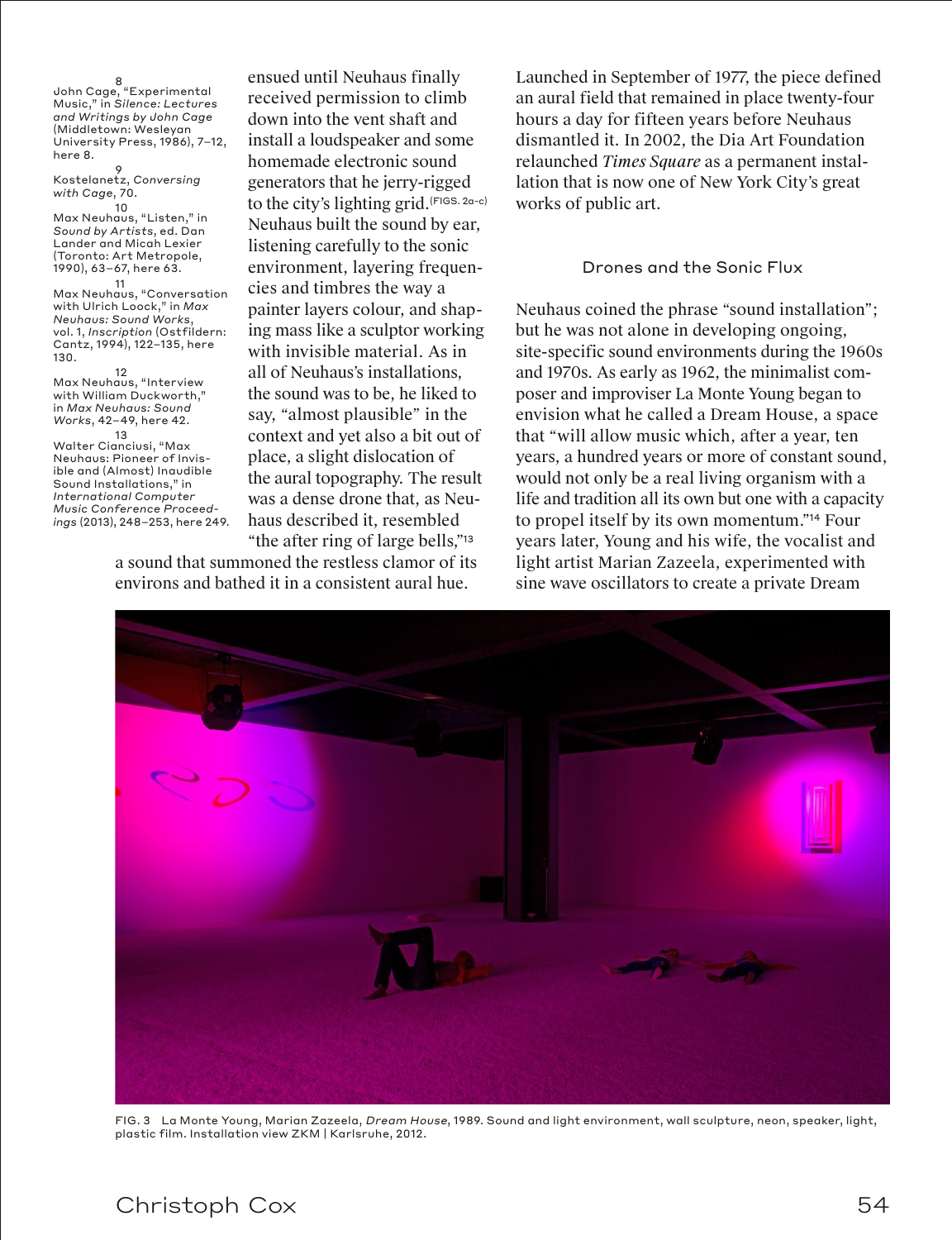ensued until Neuhaus finally received permission to climb down into the vent shaft and install a loudspeaker and some homemade electronic sound generators that he jerry-rigged to the city's lighting grid.(FIGS. 2a–c) Neuhaus built the sound by ear, listening carefully to the sonic environment, layering frequencies and timbres the way a painter layers colour, and shaping mass like a sculptor working with invisible material. As in all of Neuhaus's installations, the sound was to be, he liked to say, "almost plausible" in the context and yet also a bit out of place, a slight dislocation of the aural topography. The result was a dense drone that, as Neuhaus described it, resembled "the after ring of large bells,"[13] a sound that summoned the restless clamor of its environs and bathed it in a consistent aural hue.

Launched in September of 1977, the piece defined an aural field that remained in place twenty-four hours a day for fifteen years before Neuhaus dismantled it. In 2002, the Dia Art Foundation relaunched *Times Square* as a permanent installation that is now one of New York City's great works of public art.

## Drones and the Sonic Flux

Neuhaus coined the phrase "sound installation"; but he was not alone in developing ongoing, site-specific sound environments during the 1960s and 1970s. As early as 1962, the minimalist composer and improviser La Monte Young began to envision what he called a Dream House, a space that "will allow music which, after a year, ten years, a hundred years or more of constant sound, would not only be a real living organism with a life and tradition all its own but one with a capacity to propel itself by its own momentum."[14] Four years later, Young and his wife, the vocalist and light artist Marian Zazeela, experimented with sine wave oscillators to create a private Dream

FIG. 3 La Monte Young, Marian Zazeela, *Dream House*, 1989. Sound and light environment, wall sculpture, neon, speaker, light, plastic film. Installation view ZKM | Karlsruhe, 2012.

---

8 John Cage, "Experimental Music," in *Silence: Lectures and Writings by John Cage* (Middletown: Wesleyan University Press, 1986), 7–12, here 8.

9 Kostelanetz, *Conversing with Cage*, 70.

10 Max Neuhaus, "Listen," in *Sound by Artists*, ed. Dan Lander and Micah Lexier (Toronto: Art Metropole, 1990), 63–67, here 63.

11 Max Neuhaus, "Conversation with Ulrich Loock," in *Max Neuhaus: Sound Works*, vol. 1, *Inscription* (Ostfildern: Cantz, 1994), 122–135, here 130.

12 Max Neuhaus, "Interview with William Duckworth," in *Max Neuhaus: Sound Works*, 42–49, here 42.

13 Walter Cianciusi, "Max Neuhaus: Pioneer of Invisible and (Almost) Inaudible Sound Installations," in *International Computer Music Conference Proceedings* (2013), 248–253, here 249.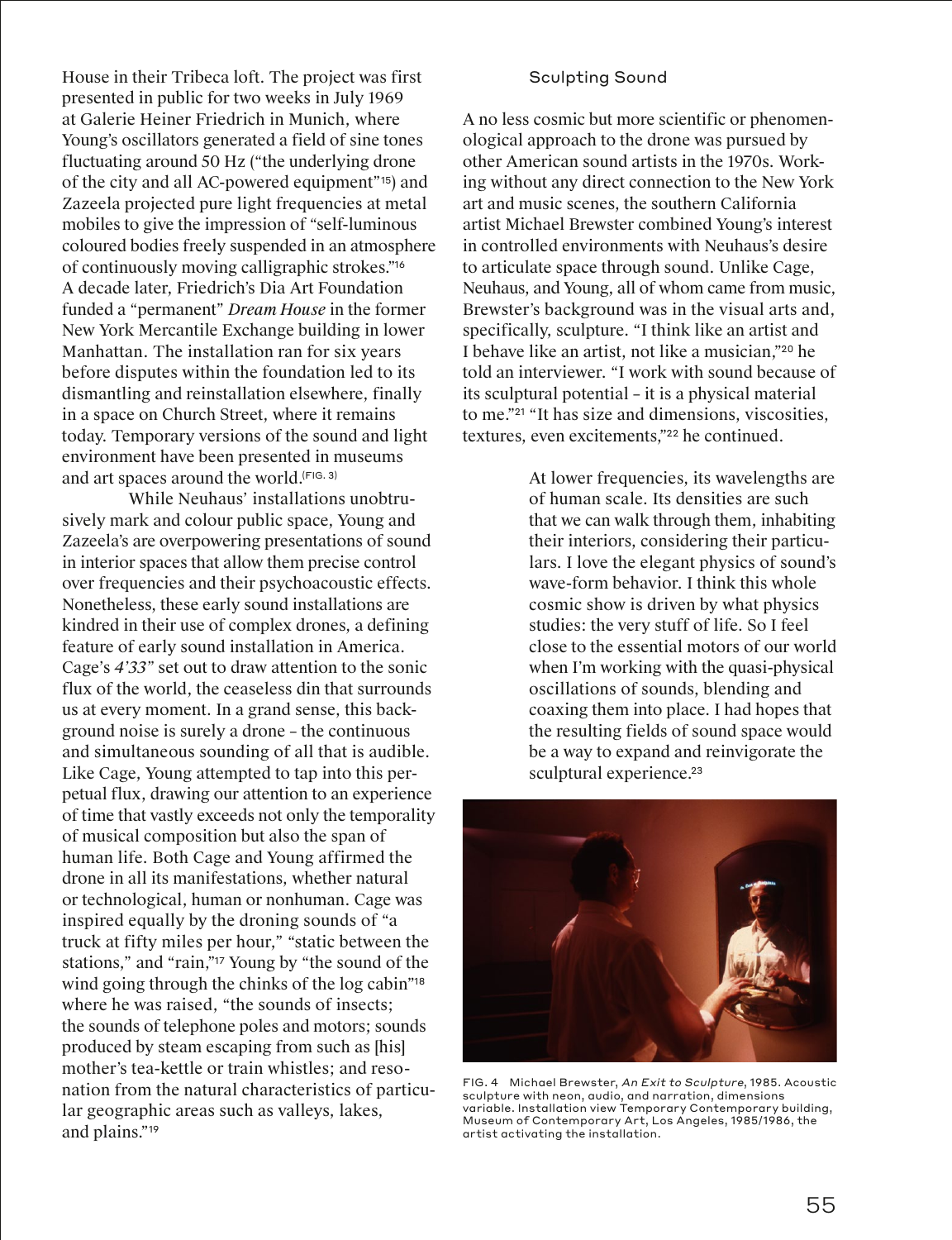House in their Tribeca loft. The project was first presented in public for two weeks in July 1969 at Galerie Heiner Friedrich in Munich, where Young's oscillators generated a field of sine tones fluctuating around 50 Hz ("the underlying drone of the city and all AC-powered equipment"[15]) and Zazeela projected pure light frequencies at metal mobiles to give the impression of "self-luminous coloured bodies freely suspended in an atmosphere of continuously moving calligraphic strokes."[16] A decade later, Friedrich's Dia Art Foundation funded a "permanent" *Dream House* in the former New York Mercantile Exchange building in lower Manhattan. The installation ran for six years before disputes within the foundation led to its dismantling and reinstallation elsewhere, finally in a space on Church Street, where it remains today. Temporary versions of the sound and light environment have been presented in museums and art spaces around the world.(FIG. 3)

While Neuhaus' installations unobtrusively mark and colour public space, Young and Zazeela's are overpowering presentations of sound in interior spaces that allow them precise control over frequencies and their psychoacoustic effects. Nonetheless, these early sound installations are kindred in their use of complex drones, a defining feature of early sound installation in America. Cage's *4'33"* set out to draw attention to the sonic flux of the world, the ceaseless din that surrounds us at every moment. In a grand sense, this background noise is surely a drone – the continuous and simultaneous sounding of all that is audible. Like Cage, Young attempted to tap into this perpetual flux, drawing our attention to an experience of time that vastly exceeds not only the temporality of musical composition but also the span of human life. Both Cage and Young affirmed the drone in all its manifestations, whether natural or technological, human or nonhuman. Cage was inspired equally by the droning sounds of "a truck at fifty miles per hour," "static between the stations," and "rain,"[17] Young by "the sound of the wind going through the chinks of the log cabin"[18] where he was raised, "the sounds of insects; the sounds of telephone poles and motors; sounds produced by steam escaping from such as [his] mother's tea-kettle or train whistles; and resonation from the natural characteristics of particular geographic areas such as valleys, lakes, and plains."[19]

### Sculpting Sound

A no less cosmic but more scientific or phenomenological approach to the drone was pursued by other American sound artists in the 1970s. Working without any direct connection to the New York art and music scenes, the southern California artist Michael Brewster combined Young's interest in controlled environments with Neuhaus's desire to articulate space through sound. Unlike Cage, Neuhaus, and Young, all of whom came from music, Brewster's background was in the visual arts and, specifically, sculpture. "I think like an artist and I behave like an artist, not like a musician,"[20] he told an interviewer. "I work with sound because of its sculptural potential – it is a physical material to me."[21] "It has size and dimensions, viscosities, textures, even excitements,"[22] he continued.

> At lower frequencies, its wavelengths are of human scale. Its densities are such that we can walk through them, inhabiting their interiors, considering their particulars. I love the elegant physics of sound's wave-form behavior. I think this whole cosmic show is driven by what physics studies: the very stuff of life. So I feel close to the essential motors of our world when I'm working with the quasi-physical oscillations of sounds, blending and coaxing them into place. I had hopes that the resulting fields of sound space would be a way to expand and reinvigorate the sculptural experience.[23]

FIG. 4 Michael Brewster, *An Exit to Sculpture*, 1985. Acoustic sculpture with neon, audio, and narration, dimensions variable. Installation view Temporary Contemporary building, Museum of Contemporary Art, Los Angeles, 1985/1986, the artist activating the installation.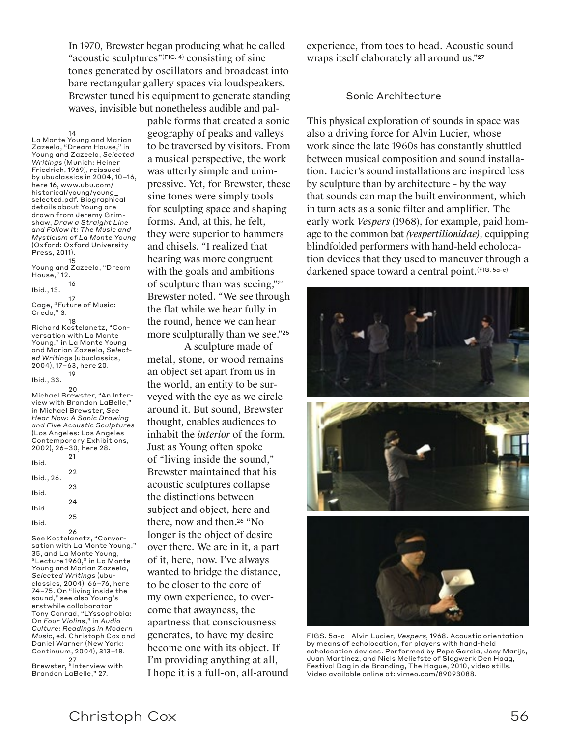In 1970, Brewster began producing what he called "acoustic sculptures"(FIG. 4) consisting of sine tones generated by oscillators and broadcast into bare rectangular gallery spaces via loudspeakers. Brewster tuned his equipment to generate standing waves, invisible but nonetheless audible and palpable forms that created a sonic geography of peaks and valleys to be traversed by visitors. From a musical perspective, the work was utterly simple and unimpressive. Yet, for Brewster, these sine tones were simply tools for sculpting space and shaping forms. And, at this, he felt, they were superior to hammers and chisels. "I realized that hearing was more congruent with the goals and ambitions of sculpture than was seeing,"[24] Brewster noted. "We see through the flat while we hear fully in the round, hence we can hear more sculpturally than we see."[25]

A sculpture made of metal, stone, or wood remains an object set apart from us in the world, an entity to be surveyed with the eye as we circle around it. But sound, Brewster thought, enables audiences to inhabit the *interior* of the form. Just as Young often spoke of "living inside the sound," Brewster maintained that his acoustic sculptures collapse the distinctions between subject and object, here and there, now and then.[26] "No longer is the object of desire over there. We are in it, a part of it, here, now. I've always wanted to bridge the distance, to be closer to the core of my own experience, to overcome that awayness, the apartness that consciousness generates, to have my desire become one with its object. If I'm providing anything at all, I hope it is a full-on, all-around experience, from toes to head. Acoustic sound wraps itself elaborately all around us."[27]

### Sonic Architecture

This physical exploration of sounds in space was also a driving force for Alvin Lucier, whose work since the late 1960s has constantly shuttled between musical composition and sound installation. Lucier's sound installations are inspired less by sculpture than by architecture – by the way that sounds can map the built environment, which in turn acts as a sonic filter and amplifier. The early work *Vespers* (1968), for example, paid homage to the common bat *(vespertilionidae)*, equipping blindfolded performers with hand-held echolocation devices that they used to maneuver through a darkened space toward a central point.(FIG. 5a–c)

FIGS. 5a–c Alvin Lucier, *Vespers*, 1968. Acoustic orientation by means of echolocation, for players with hand-held echolocation devices. Performed by Pepe Garcia, Joey Marijs, Juan Martinez, and Niels Meliefste of Slagwerk Den Haag, Festival Dag in de Branding, The Hague, 2010, video stills. Video available online at: vimeo.com/89093088.

---

14 La Monte Young and Marian Zazeela, "Dream House," in Young and Zazeela, *Selected Writings* (Munich: Heiner Friedrich, 1969), reissued by ubuclassics in 2004, 10–16, here 16, www.ubu.com/historical/young/young_selected.pdf. Biographical details about Young are drawn from Jeremy Grimshaw, *Draw a Straight Line and Follow It: The Music and Mysticism of La Monte Young* (Oxford: Oxford University Press, 2011).

15 Young and Zazeela, "Dream House," 12.

16 Ibid., 13.

17 Cage, "Future of Music: Credo," 3.

18 Richard Kostelanetz, "Conversation with La Monte Young," in La Monte Young and Marian Zazeela, *Selected Writings* (ubuclassics, 2004), 17–63, here 20.

19 Ibid., 33.

20 Michael Brewster, "An Interview with Brandon LaBelle," in Michael Brewster, *See Hear Now: A Sonic Drawing and Five Acoustic Sculptures* (Los Angeles: Los Angeles Contemporary Exhibitions, 2002), 26–30, here 28.

21 Ibid.

22 Ibid., 26.

23 Ibid.

24 Ibid.

25 Ibid.

26 See Kostelanetz, "Conversation with La Monte Young," 35, and La Monte Young, "Lecture 1960," in La Monte Young and Marian Zazeela, *Selected Writings* (ubuclassics, 2004), 66–76, here 74–75. On "living inside the sound," see also Young's erstwhile collaborator Tony Conrad, "LYssophobia: On *Four Violins*," in *Audio Culture: Readings in Modern Music*, ed. Christoph Cox and Daniel Warner (New York: Continuum, 2004), 313–18.

27 Brewster, "Interview with Brandon LaBelle," 27.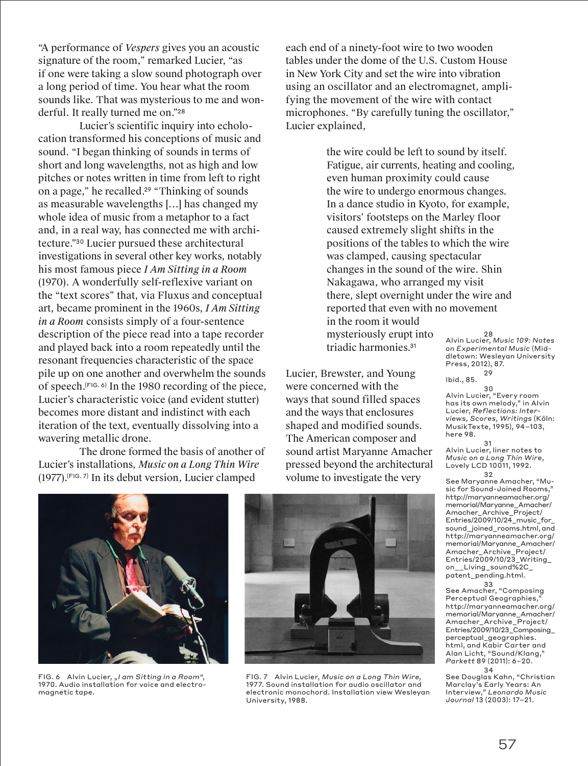"A performance of *Vespers* gives you an acoustic signature of the room," remarked Lucier, "as if one were taking a slow sound photograph over a long period of time. You hear what the room sounds like. That was mysterious to me and wonderful. It really turned me on."[28]

Lucier's scientific inquiry into echolocation transformed his conceptions of music and sound. "I began thinking of sounds in terms of short and long wavelengths, not as high and low pitches or notes written in time from left to right on a page," he recalled.[29] "Thinking of sounds as measurable wavelengths […] has changed my whole idea of music from a metaphor to a fact and, in a real way, has connected me with architecture."[30] Lucier pursued these architectural investigations in several other key works, notably his most famous piece *I Am Sitting in a Room* (1970). A wonderfully self-reflexive variant on the "text scores" that, via Fluxus and conceptual art, became prominent in the 1960s, *I Am Sitting in a Room* consists simply of a four-sentence description of the piece read into a tape recorder and played back into a room repeatedly until the resonant frequencies characteristic of the space pile up on one another and overwhelm the sounds of speech.(FIG. 6) In the 1980 recording of the piece, Lucier's characteristic voice (and evident stutter) becomes more distant and indistinct with each iteration of the text, eventually dissolving into a wavering metallic drone.

The drone formed the basis of another of Lucier's installations, *Music on a Long Thin Wire* (1977).(FIG. 7) In its debut version, Lucier clamped each end of a ninety-foot wire to two wooden tables under the dome of the U.S. Custom House in New York City and set the wire into vibration using an oscillator and an electromagnet, amplifying the movement of the wire with contact microphones. "By carefully tuning the oscillator," Lucier explained,

> the wire could be left to sound by itself. Fatigue, air currents, heating and cooling, even human proximity could cause the wire to undergo enormous changes. In a dance studio in Kyoto, for example, visitors' footsteps on the Marley floor caused extremely slight shifts in the positions of the tables to which the wire was clamped, causing spectacular changes in the sound of the wire. Shin Nakagawa, who arranged my visit there, slept overnight under the wire and reported that even with no movement in the room it would mysteriously erupt into triadic harmonies.[31]

Lucier, Brewster, and Young were concerned with the ways that sound filled spaces and the ways that enclosures shaped and modified sounds. The American composer and sound artist Maryanne Amacher pressed beyond the architectural volume to investigate the very

FIG. 6 Alvin Lucier, „*I am Sitting in a Room*", 1970. Audio installation for voice and electromagnetic tape.

FIG. 7 Alvin Lucier, *Music on a Long Thin Wire*, 1977. Sound installation for audio oscillator and electronic monochord. Installation view Wesleyan University, 1988.

28 Alvin Lucier, *Music 109: Notes on Experimental Music* (Middletown: Wesleyan University Press, 2012), 87.

29 Ibid., 85.

30 Alvin Lucier, "Every room has its own melody," in Alvin Lucier, *Reflections: Interviews, Scores, Writings* (Köln: MusikTexte, 1995), 94–103, here 98.

31 Alvin Lucier, liner notes to *Music on a Long Thin Wire*, Lovely LCD 10011, 1992.

32 See Maryanne Amacher, "Music for Sound-Joined Rooms," http://maryanneamacher.org/memorial/Maryanne_Amacher/Amacher_Archive_Project/Entries/2009/10/24_music_for_sound_joined_rooms.html, and http://maryanneamacher.org/memorial/Maryanne_Amacher/Amacher_Archive_Project/Entries/2009/10/23_Writing_on__Living_sound%2C_patent_pending.html.

33 See Amacher, "Composing Perceptual Geographies," http://maryanneamacher.org/memorial/Maryanne_Amacher/Amacher_Archive_Project/Entries/2009/10/23_Composing_perceptual_geographies.html, and Kabir Carter and Alan Licht, "Sound/Klang," *Parkett* 89 (2011): 6–20.

34 See Douglas Kahn, "Christian Marclay's Early Years: An Interview," *Leonardo Music Journal* 13 (2003): 17–21.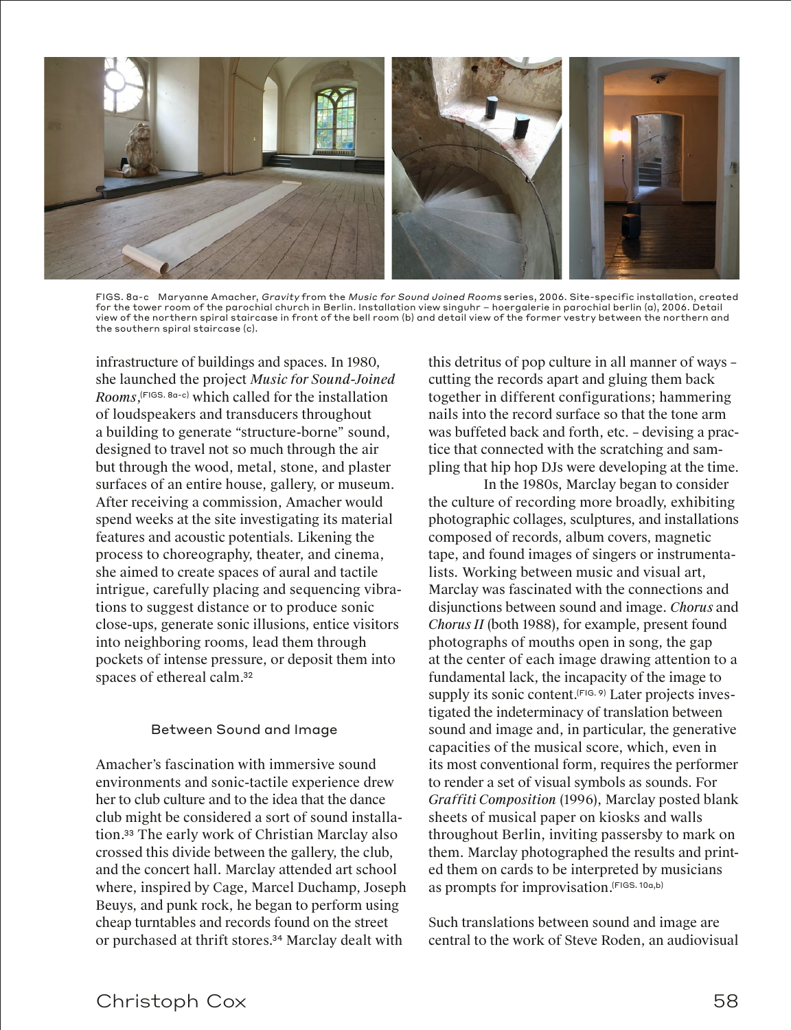FIGS. 8a–c Maryanne Amacher, *Gravity* from the *Music for Sound Joined Rooms* series, 2006. Site-specific installation, created for the tower room of the parochial church in Berlin. Installation view singuhr – hoergalerie in parochial berlin (a), 2006. Detail view of the northern spiral staircase in front of the bell room (b) and detail view of the former vestry between the northern and the southern spiral staircase (c).

infrastructure of buildings and spaces. In 1980, she launched the project *Music for Sound-Joined Rooms*,(FIGS. 8a–c) which called for the installation of loudspeakers and transducers throughout a building to generate "structure-borne" sound, designed to travel not so much through the air but through the wood, metal, stone, and plaster surfaces of an entire house, gallery, or museum. After receiving a commission, Amacher would spend weeks at the site investigating its material features and acoustic potentials. Likening the process to choreography, theater, and cinema, she aimed to create spaces of aural and tactile intrigue, carefully placing and sequencing vibrations to suggest distance or to produce sonic close-ups, generate sonic illusions, entice visitors into neighboring rooms, lead them through pockets of intense pressure, or deposit them into spaces of ethereal calm.[32]

## Between Sound and Image

Amacher's fascination with immersive sound environments and sonic-tactile experience drew her to club culture and to the idea that the dance club might be considered a sort of sound installation.[33] The early work of Christian Marclay also crossed this divide between the gallery, the club, and the concert hall. Marclay attended art school where, inspired by Cage, Marcel Duchamp, Joseph Beuys, and punk rock, he began to perform using cheap turntables and records found on the street or purchased at thrift stores.[34] Marclay dealt with this detritus of pop culture in all manner of ways – cutting the records apart and gluing them back together in different configurations; hammering nails into the record surface so that the tone arm was buffeted back and forth, etc. – devising a practice that connected with the scratching and sampling that hip hop DJs were developing at the time.

In the 1980s, Marclay began to consider the culture of recording more broadly, exhibiting photographic collages, sculptures, and installations composed of records, album covers, magnetic tape, and found images of singers or instrumentalists. Working between music and visual art, Marclay was fascinated with the connections and disjunctions between sound and image. *Chorus* and *Chorus II* (both 1988), for example, present found photographs of mouths open in song, the gap at the center of each image drawing attention to a fundamental lack, the incapacity of the image to supply its sonic content.(FIG. 9) Later projects investigated the indeterminacy of translation between sound and image and, in particular, the generative capacities of the musical score, which, even in its most conventional form, requires the performer to render a set of visual symbols as sounds. For *Graffiti Composition* (1996), Marclay posted blank sheets of musical paper on kiosks and walls throughout Berlin, inviting passersby to mark on them. Marclay photographed the results and printed them on cards to be interpreted by musicians as prompts for improvisation.(FIGS. 10a,b)

Such translations between sound and image are central to the work of Steve Roden, an audiovisual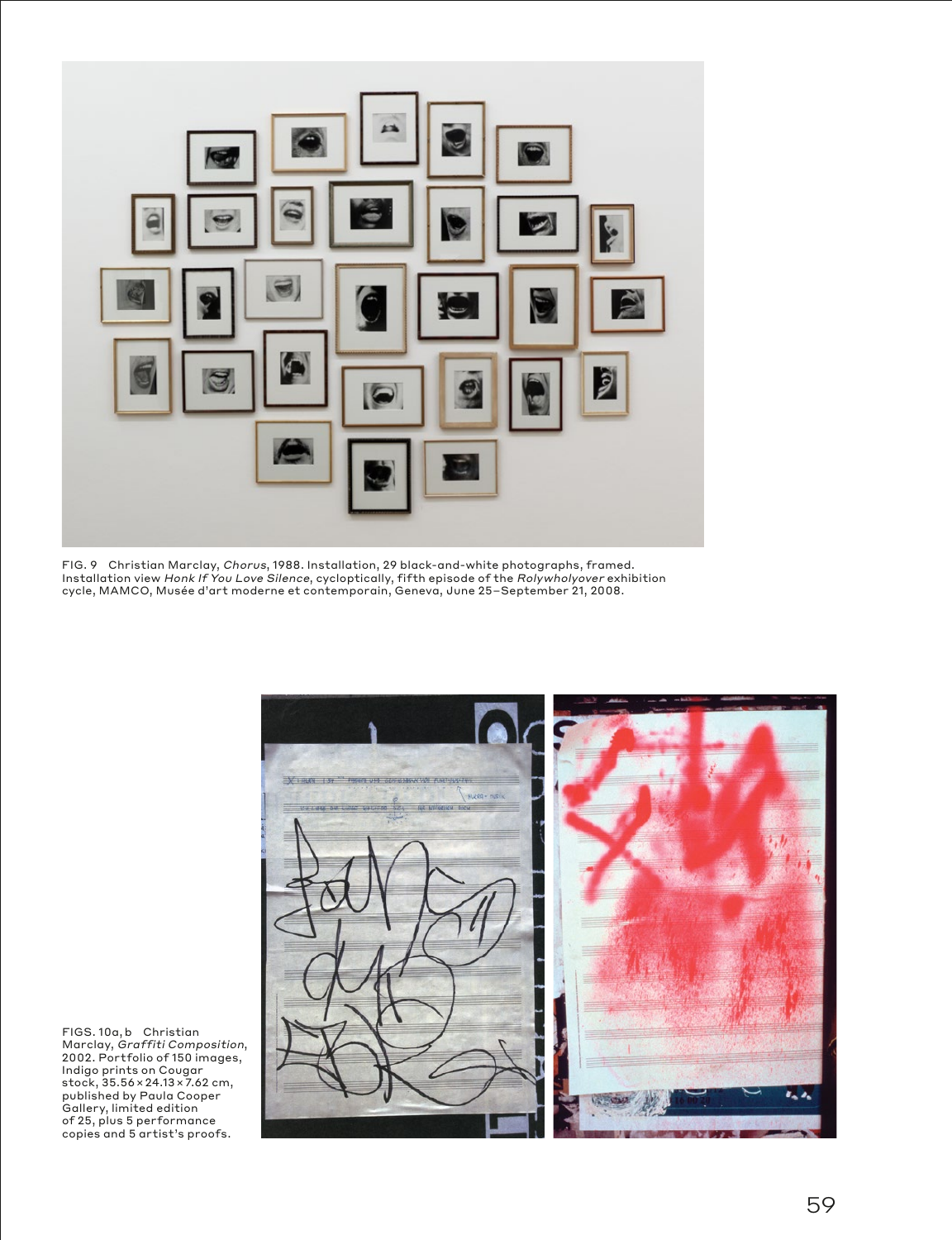FIG. 9 Christian Marclay, *Chorus*, 1988. Installation, 29 black-and-white photographs, framed. Installation view *Honk If You Love Silence*, cycloptically, fifth episode of the *Rolywholyover* exhibition cycle, MAMCO, Musée d'art moderne et contemporain, Geneva, June 25–September 21, 2008.

FIGS. 10a, b Christian Marclay, *Graffiti Composition*, 2002. Portfolio of 150 images, Indigo prints on Cougar stock, 35.56 × 24.13 × 7.62 cm, published by Paula Cooper Gallery, limited edition of 25, plus 5 performance copies and 5 artist's proofs.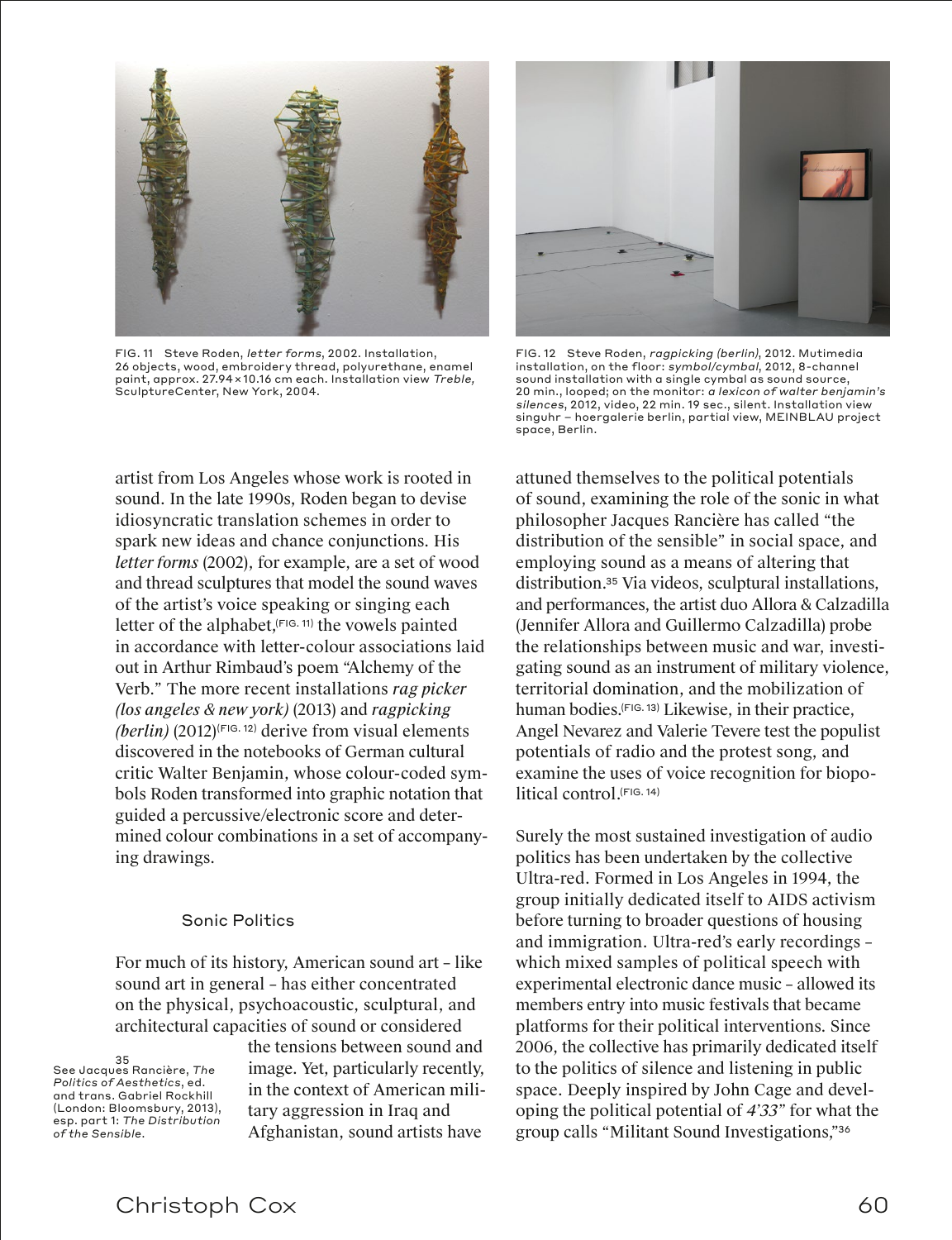FIG. 11 Steve Roden, *letter forms*, 2002. Installation, 26 objects, wood, embroidery thread, polyurethane, enamel paint, approx. 27.94×10.16 cm each. Installation view *Treble*, SculptureCenter, New York, 2004.

FIG. 12 Steve Roden, *ragpicking (berlin)*, 2012. Mutimedia installation, on the floor: *symbol/cymbal*, 2012, 8-channel sound installation with a single cymbal as sound source, 20 min., looped; on the monitor: *a lexicon of walter benjamin's silences*, 2012, video, 22 min. 19 sec., silent. Installation view singuhr – hoergalerie berlin, partial view, MEINBLAU project space, Berlin.

artist from Los Angeles whose work is rooted in sound. In the late 1990s, Roden began to devise idiosyncratic translation schemes in order to spark new ideas and chance conjunctions. His *letter forms* (2002), for example, are a set of wood and thread sculptures that model the sound waves of the artist's voice speaking or singing each letter of the alphabet,(FIG. 11) the vowels painted in accordance with letter-colour associations laid out in Arthur Rimbaud's poem "Alchemy of the Verb." The more recent installations *rag picker (los angeles & new york)* (2013) and *ragpicking (berlin)* (2012)(FIG. 12) derive from visual elements discovered in the notebooks of German cultural critic Walter Benjamin, whose colour-coded symbols Roden transformed into graphic notation that guided a percussive/electronic score and determined colour combinations in a set of accompanying drawings.

## Sonic Politics

For much of its history, American sound art – like sound art in general – has either concentrated on the physical, psychoacoustic, sculptural, and architectural capacities of sound or considered the tensions between sound and image. Yet, particularly recently, in the context of American military aggression in Iraq and Afghanistan, sound artists have attuned themselves to the political potentials of sound, examining the role of the sonic in what philosopher Jacques Rancière has called "the distribution of the sensible" in social space, and employing sound as a means of altering that distribution.[35] Via videos, sculptural installations, and performances, the artist duo Allora & Calzadilla (Jennifer Allora and Guillermo Calzadilla) probe the relationships between music and war, investigating sound as an instrument of military violence, territorial domination, and the mobilization of human bodies.(FIG. 13) Likewise, in their practice, Angel Nevarez and Valerie Tevere test the populist potentials of radio and the protest song, and examine the uses of voice recognition for biopolitical control.(FIG. 14)

Surely the most sustained investigation of audio politics has been undertaken by the collective Ultra-red. Formed in Los Angeles in 1994, the group initially dedicated itself to AIDS activism before turning to broader questions of housing and immigration. Ultra-red's early recordings – which mixed samples of political speech with experimental electronic dance music – allowed its members entry into music festivals that became platforms for their political interventions. Since 2006, the collective has primarily dedicated itself to the politics of silence and listening in public space. Deeply inspired by John Cage and developing the political potential of *4'33"* for what the group calls "Militant Sound Investigations,"[36]

35 See Jacques Rancière, *The Politics of Aesthetics*, ed. and trans. Gabriel Rockhill (London: Bloomsbury, 2013), esp. part 1: *The Distribution of the Sensible*.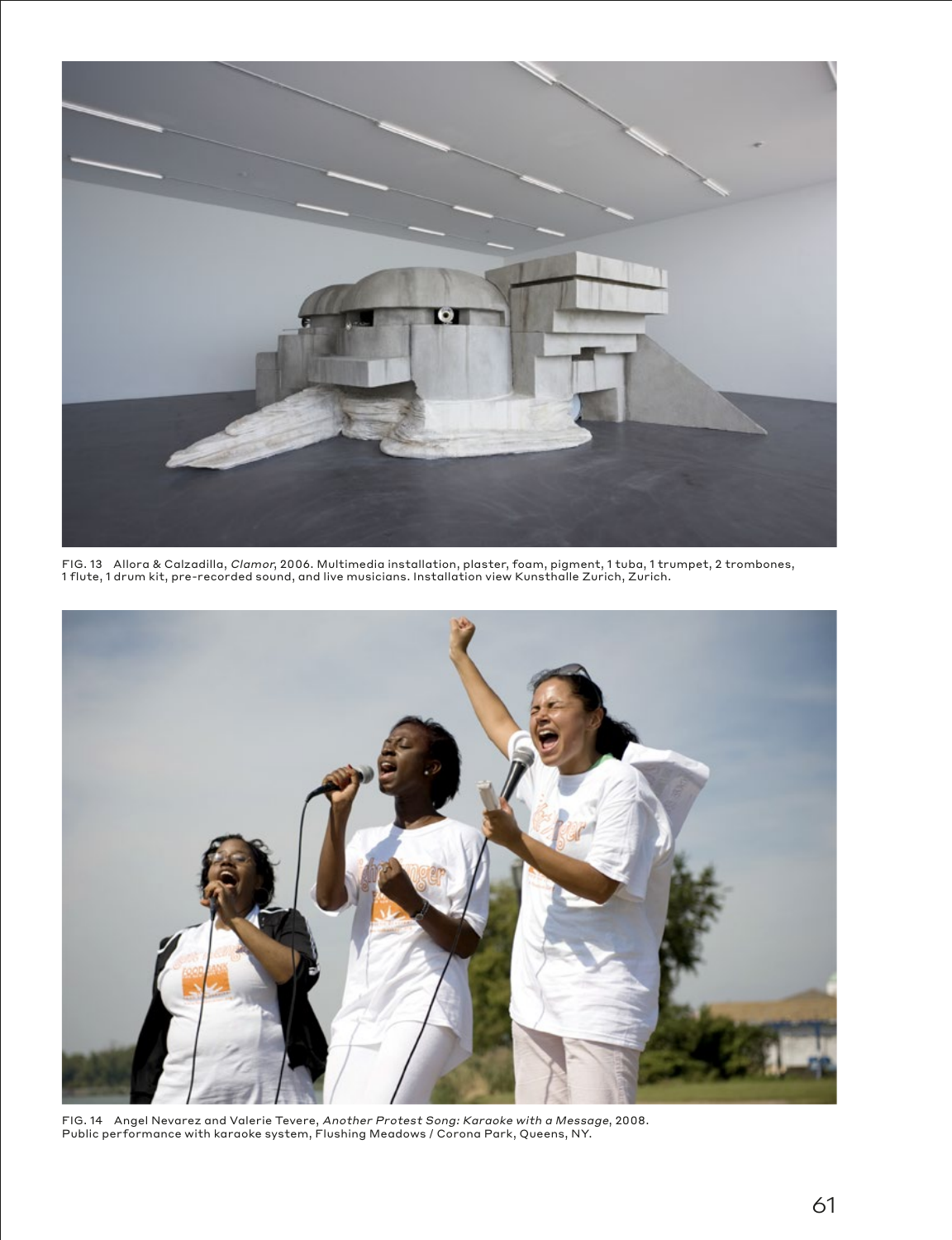FIG. 13 Allora & Calzadilla, *Clamor*, 2006. Multimedia installation, plaster, foam, pigment, 1 tuba, 1 trumpet, 2 trombones, 1 flute, 1 drum kit, pre-recorded sound, and live musicians. Installation view Kunsthalle Zurich, Zurich.

FIG. 14 Angel Nevarez and Valerie Tevere, *Another Protest Song: Karaoke with a Message*, 2008. Public performance with karaoke system, Flushing Meadows / Corona Park, Queens, NY.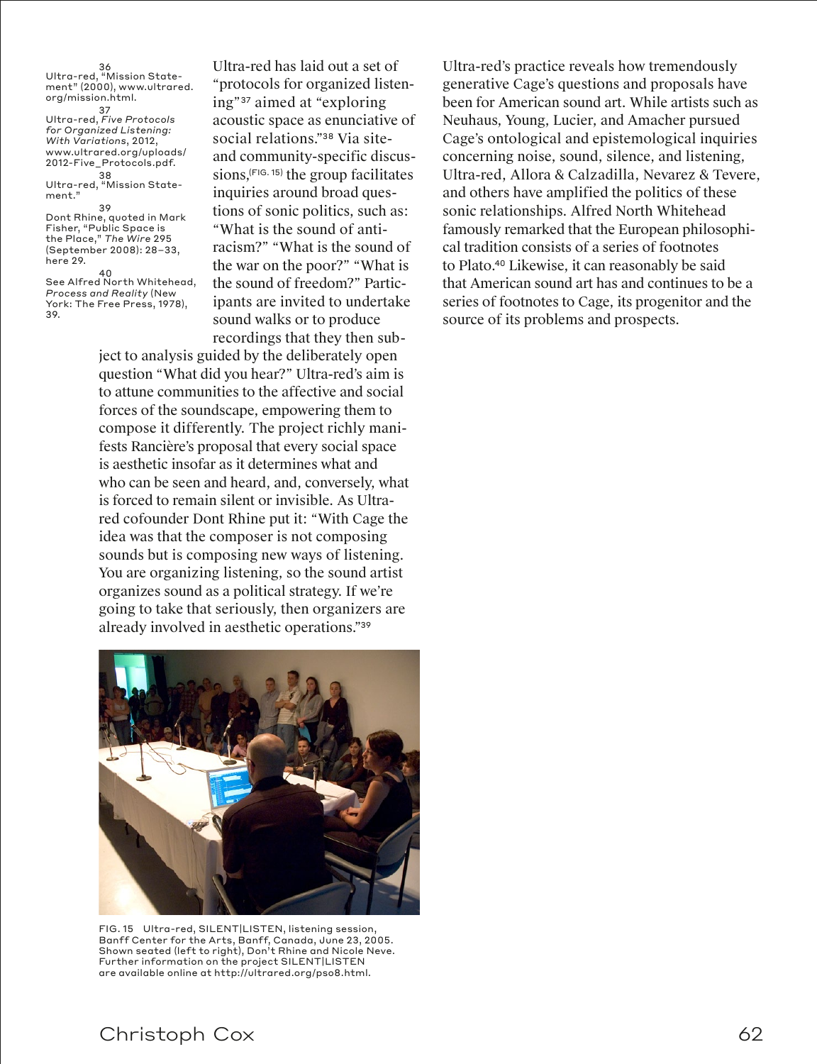Ultra-red has laid out a set of "protocols for organized listening"[37] aimed at "exploring acoustic space as enunciative of social relations."[38] Via site- and community-specific discussions,(FIG. 15) the group facilitates inquiries around broad questions of sonic politics, such as: "What is the sound of anti-racism?" "What is the sound of the war on the poor?" "What is the sound of freedom?" Participants are invited to undertake sound walks or to produce recordings that they then subject to analysis guided by the deliberately open question "What did you hear?" Ultra-red's aim is to attune communities to the affective and social forces of the soundscape, empowering them to compose it differently. The project richly manifests Rancière's proposal that every social space is aesthetic insofar as it determines what and who can be seen and heard, and, conversely, what is forced to remain silent or invisible. As Ultra-red cofounder Dont Rhine put it: "With Cage the idea was that the composer is not composing sounds but is composing new ways of listening. You are organizing listening, so the sound artist organizes sound as a political strategy. If we're going to take that seriously, then organizers are already involved in aesthetic operations."[39]

FIG. 15 Ultra-red, SILENT|LISTEN, listening session, Banff Center for the Arts, Banff, Canada, June 23, 2005. Shown seated (left to right), Don't Rhine and Nicole Neve. Further information on the project SILENT|LISTEN are available online at http://ultrared.org/pso8.html.

Ultra-red's practice reveals how tremendously generative Cage's questions and proposals have been for American sound art. While artists such as Neuhaus, Young, Lucier, and Amacher pursued Cage's ontological and epistemological inquiries concerning noise, sound, silence, and listening, Ultra-red, Allora & Calzadilla, Nevarez & Tevere, and others have amplified the politics of these sonic relationships. Alfred North Whitehead famously remarked that the European philosophical tradition consists of a series of footnotes to Plato.[40] Likewise, it can reasonably be said that American sound art has and continues to be a series of footnotes to Cage, its progenitor and the source of its problems and prospects.

36 Ultra-red, "Mission Statement" (2000), www.ultrared.org/mission.html.

37 Ultra-red, *Five Protocols for Organized Listening: With Variations*, 2012, www.ultrared.org/uploads/2012-Five_Protocols.pdf.

38 Ultra-red, "Mission Statement."

39 Dont Rhine, quoted in Mark Fisher, "Public Space is the Place," *The Wire* 295 (September 2008): 28–33, here 29.

40 See Alfred North Whitehead, *Process and Reality* (New York: The Free Press, 1978), 39.